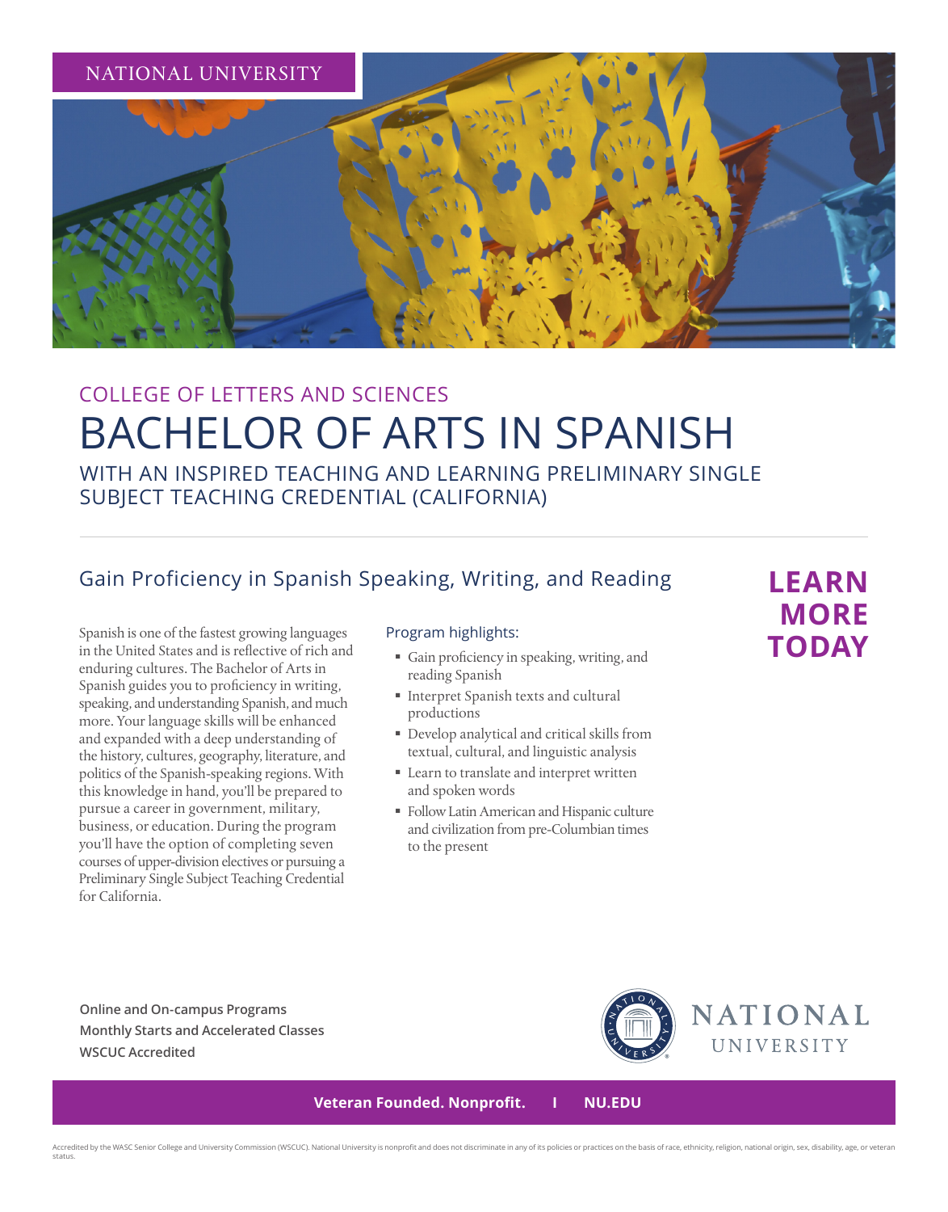NATIONAL UNIVERSITY

## COLLEGE OF LETTERS AND SCIENCES

# BACHELOR OF ARTS IN SPANISH

### WITH AN INSPIRED TEACHING AND LEARNING PRELIMINARY SINGLE SUBJECT TEACHING CREDENTIAL (CALIFORNIA)

## Gain Proficiency in Spanish Speaking, Writing, and Reading

**LEARN MORE TODAY**

Spanish is one of the fastest growing languages in the United States and is reflective of rich and enduring cultures. The Bachelor of Arts in Spanish guides you to proficiency in writing, speaking, and understanding Spanish, and much more. Your language skills will be enhanced and expanded with a deep understanding of the history, cultures, geography, literature, and politics of the Spanish-speaking regions. With this knowledge in hand, you'll be prepared to pursue a career in government, military, business, or education. During the program you'll have the option of completing seven courses of upper-division electives or pursuing a Preliminary Single Subject Teaching Credential for California.

### Program highlights:

- Gain proficiency in speaking, writing, and reading Spanish
- Interpret Spanish texts and cultural productions
- Develop analytical and critical skills from textual, cultural, and linguistic analysis
- Learn to translate and interpret written and spoken words
- Follow Latin American and Hispanic culture and civilization from pre-Columbian times to the present

**Online and On-campus Programs**
**Monthly Starts and Accelerated Classes**
**WSCUC Accredited**

NATIONAL UNIVERSITY

**Veteran Founded. Nonprofit. | NU.EDU**

Accredited by the WASC Senior College and University Commission (WSCUC). National University is nonprofit and does not discriminate in any of its policies or practices on the basis of race, ethnicity, religion, national origin, sex, disability, age, or veteran status.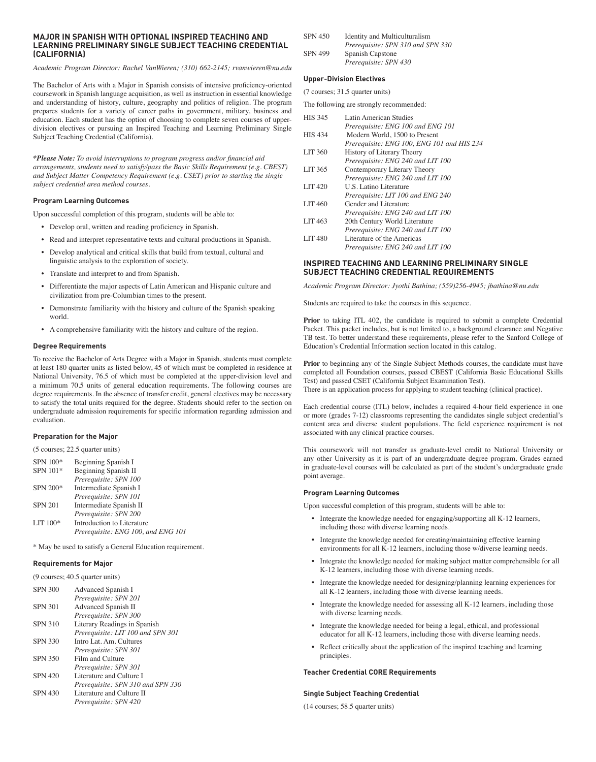## MAJOR IN SPANISH WITH OPTIONAL INSPIRED TEACHING AND LEARNING PRELIMINARY SINGLE SUBJECT TEACHING CREDENTIAL (CALIFORNIA)

*Academic Program Director: Rachel VanWieren; (310) 662-2145; rvanwieren@nu.edu*

The Bachelor of Arts with a Major in Spanish consists of intensive proficiency-oriented coursework in Spanish language acquisition, as well as instruction in essential knowledge and understanding of history, culture, geography and politics of religion. The program prepares students for a variety of career paths in government, military, business and education. Each student has the option of choosing to complete seven courses of upper-division electives or pursuing an Inspired Teaching and Learning Preliminary Single Subject Teaching Credential (California).

***Please Note:** To avoid interruptions to program progress and/or financial aid arrangements, students need to satisfy/pass the Basic Skills Requirement (e.g. CBEST) and Subject Matter Competency Requirement (e.g. CSET) prior to starting the single subject credential area method courses.*

### Program Learning Outcomes

Upon successful completion of this program, students will be able to:

- Develop oral, written and reading proficiency in Spanish.
- Read and interpret representative texts and cultural productions in Spanish.
- Develop analytical and critical skills that build from textual, cultural and linguistic analysis to the exploration of society.
- Translate and interpret to and from Spanish.
- Differentiate the major aspects of Latin American and Hispanic culture and civilization from pre-Columbian times to the present.
- Demonstrate familiarity with the history and culture of the Spanish speaking world.
- A comprehensive familiarity with the history and culture of the region.

### Degree Requirements

To receive the Bachelor of Arts Degree with a Major in Spanish, students must complete at least 180 quarter units as listed below, 45 of which must be completed in residence at National University, 76.5 of which must be completed at the upper-division level and a minimum 70.5 units of general education requirements. The following courses are degree requirements. In the absence of transfer credit, general electives may be necessary to satisfy the total units required for the degree. Students should refer to the section on undergraduate admission requirements for specific information regarding admission and evaluation.

### Preparation for the Major

(5 courses; 22.5 quarter units)

SPN 100* Beginning Spanish I

SPN 101* Beginning Spanish II
*Prerequisite: SPN 100*

SPN 200* Intermediate Spanish I
*Prerequisite: SPN 101*

SPN 201 Intermediate Spanish II
*Prerequisite: SPN 200*

LIT 100* Introduction to Literature
*Prerequisite: ENG 100, and ENG 101*

\* May be used to satisfy a General Education requirement.

### Requirements for Major

(9 courses; 40.5 quarter units)

SPN 300 Advanced Spanish I
*Prerequisite: SPN 201*

SPN 301 Advanced Spanish II
*Prerequisite: SPN 300*

SPN 310 Literary Readings in Spanish
*Prerequisite: LIT 100 and SPN 301*

SPN 330 Intro Lat. Am. Cultures
*Prerequisite: SPN 301*

SPN 350 Film and Culture
*Prerequisite: SPN 301*

SPN 420 Literature and Culture I
*Prerequisite: SPN 310 and SPN 330*

SPN 430 Literature and Culture II
*Prerequisite: SPN 420*

SPN 450 Identity and Multiculturalism
*Prerequisite: SPN 310 and SPN 330*

SPN 499 Spanish Capstone
*Prerequisite: SPN 430*

### Upper-Division Electives

(7 courses; 31.5 quarter units)

The following are strongly recommended:

HIS 345 Latin American Studies
*Prerequisite: ENG 100 and ENG 101*

HIS 434 Modern World, 1500 to Present
*Prerequisite: ENG 100, ENG 101 and HIS 234*

LIT 360 History of Literary Theory
*Prerequisite: ENG 240 and LIT 100*

LIT 365 Contemporary Literary Theory
*Prerequisite: ENG 240 and LIT 100*

LIT 420 U.S. Latino Literature
*Prerequisite: LIT 100 and ENG 240*

LIT 460 Gender and Literature
*Prerequisite: ENG 240 and LIT 100*

LIT 463 20th Century World Literature
*Prerequisite: ENG 240 and LIT 100*

LIT 480 Literature of the Americas
*Prerequisite: ENG 240 and LIT 100*

## INSPIRED TEACHING AND LEARNING PRELIMINARY SINGLE SUBJECT TEACHING CREDENTIAL REQUIREMENTS

*Academic Program Director: Jyothi Bathina; (559)256-4945; jbathina@nu.edu*

Students are required to take the courses in this sequence.

**Prior** to taking ITL 402, the candidate is required to submit a complete Credential Packet. This packet includes, but is not limited to, a background clearance and Negative TB test. To better understand these requirements, please refer to the Sanford College of Education's Credential Information section located in this catalog.

**Prior** to beginning any of the Single Subject Methods courses, the candidate must have completed all Foundation courses, passed CBEST (California Basic Educational Skills Test) and passed CSET (California Subject Examination Test).
There is an application process for applying to student teaching (clinical practice).

Each credential course (ITL) below, includes a required 4-hour field experience in one or more (grades 7-12) classrooms representing the candidates single subject credential's content area and diverse student populations. The field experience requirement is not associated with any clinical practice courses.

This coursework will not transfer as graduate-level credit to National University or any other University as it is part of an undergraduate degree program. Grades earned in graduate-level courses will be calculated as part of the student's undergraduate grade point average.

### Program Learning Outcomes

Upon successful completion of this program, students will be able to:

- Integrate the knowledge needed for engaging/supporting all K-12 learners, including those with diverse learning needs.
- Integrate the knowledge needed for creating/maintaining effective learning environments for all K-12 learners, including those w/diverse learning needs.
- Integrate the knowledge needed for making subject matter comprehensible for all K-12 learners, including those with diverse learning needs.
- Integrate the knowledge needed for designing/planning learning experiences for all K-12 learners, including those with diverse learning needs.
- Integrate the knowledge needed for assessing all K-12 learners, including those with diverse learning needs.
- Integrate the knowledge needed for being a legal, ethical, and professional educator for all K-12 learners, including those with diverse learning needs.
- Reflect critically about the application of the inspired teaching and learning principles.

### Teacher Credential CORE Requirements

### Single Subject Teaching Credential

(14 courses; 58.5 quarter units)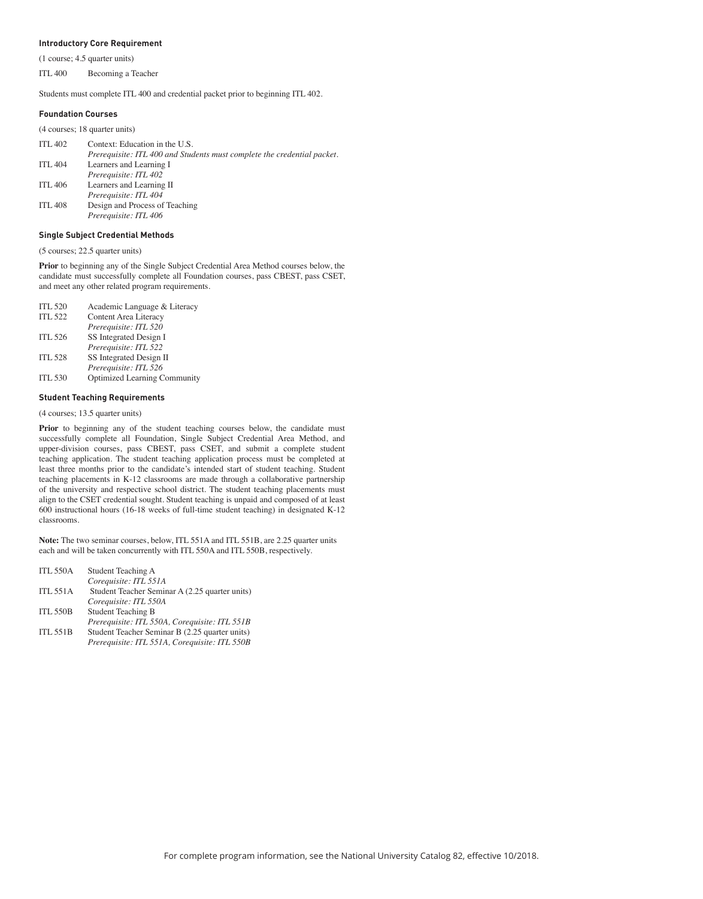### Introductory Core Requirement

(1 course; 4.5 quarter units)

ITL 400 Becoming a Teacher

Students must complete ITL 400 and credential packet prior to beginning ITL 402.

### Foundation Courses

(4 courses; 18 quarter units)

ITL 402 Context: Education in the U.S.
*Prerequisite: ITL 400 and Students must complete the credential packet.*

ITL 404 Learners and Learning I
*Prerequisite: ITL 402*

ITL 406 Learners and Learning II
*Prerequisite: ITL 404*

ITL 408 Design and Process of Teaching
*Prerequisite: ITL 406*

### Single Subject Credential Methods

(5 courses; 22.5 quarter units)

**Prior** to beginning any of the Single Subject Credential Area Method courses below, the candidate must successfully complete all Foundation courses, pass CBEST, pass CSET, and meet any other related program requirements.

ITL 520 Academic Language & Literacy

ITL 522 Content Area Literacy
*Prerequisite: ITL 520*

ITL 526 SS Integrated Design I
*Prerequisite: ITL 522*

ITL 528 SS Integrated Design II
*Prerequisite: ITL 526*

ITL 530 Optimized Learning Community

### Student Teaching Requirements

(4 courses; 13.5 quarter units)

**Prior** to beginning any of the student teaching courses below, the candidate must successfully complete all Foundation, Single Subject Credential Area Method, and upper-division courses, pass CBEST, pass CSET, and submit a complete student teaching application. The student teaching application process must be completed at least three months prior to the candidate's intended start of student teaching. Student teaching placements in K-12 classrooms are made through a collaborative partnership of the university and respective school district. The student teaching placements must align to the CSET credential sought. Student teaching is unpaid and composed of at least 600 instructional hours (16-18 weeks of full-time student teaching) in designated K-12 classrooms.

**Note:** The two seminar courses, below, ITL 551A and ITL 551B, are 2.25 quarter units each and will be taken concurrently with ITL 550A and ITL 550B, respectively.

ITL 550A Student Teaching A
*Corequisite: ITL 551A*

ITL 551A Student Teacher Seminar A (2.25 quarter units)
*Corequisite: ITL 550A*

ITL 550B Student Teaching B
*Prerequisite: ITL 550A, Corequisite: ITL 551B*

ITL 551B Student Teacher Seminar B (2.25 quarter units)
*Prerequisite: ITL 551A, Corequisite: ITL 550B*

For complete program information, see the National University Catalog 82, effective 10/2018.